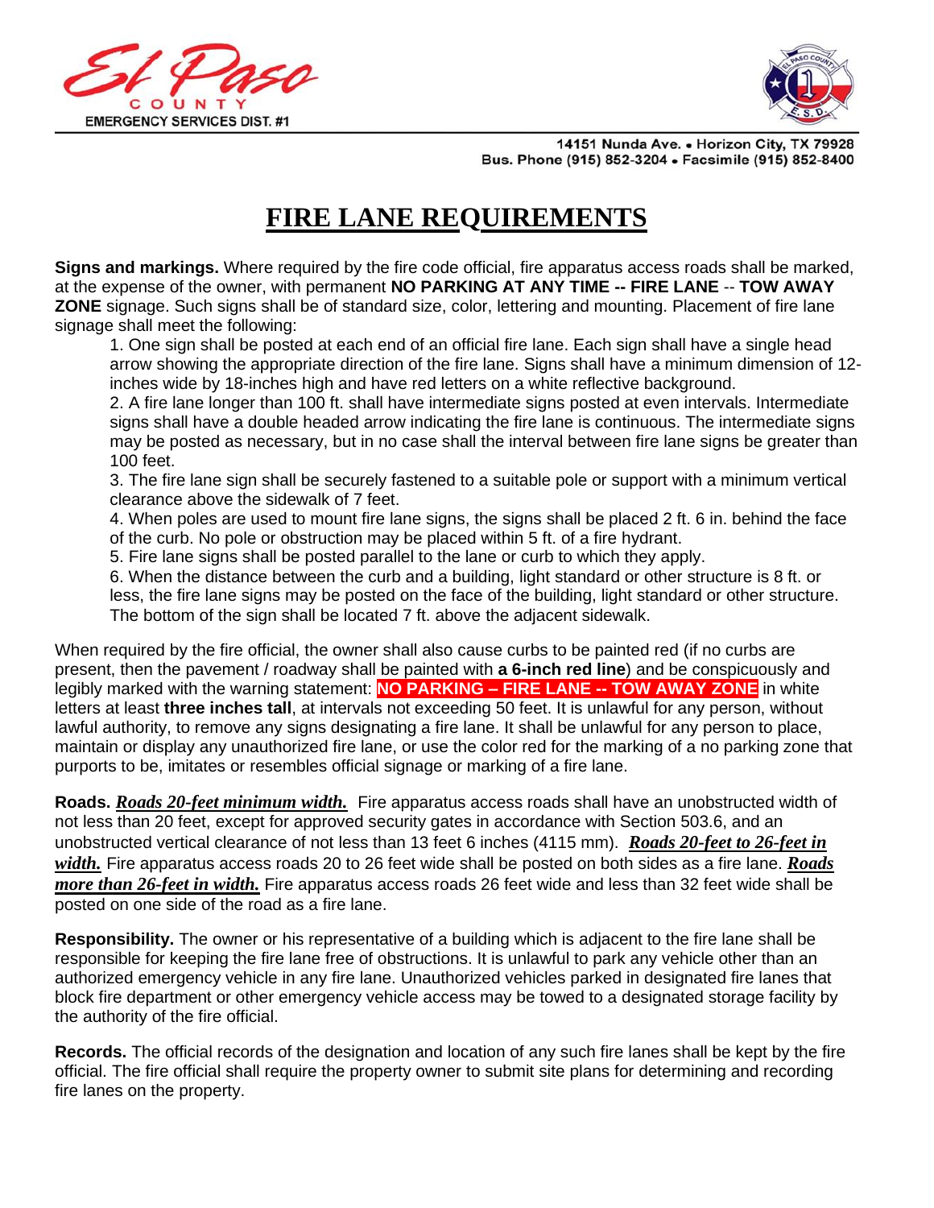El Paso COUNTY EMERGENCY SERVICES DIST. #1

14151 Nunda Ave. • Horizon City, TX 79928
Bus. Phone (915) 852-3204 • Facsimile (915) 852-8400

# FIRE LANE REQUIREMENTS

**Signs and markings.** Where required by the fire code official, fire apparatus access roads shall be marked, at the expense of the owner, with permanent **NO PARKING AT ANY TIME -- FIRE LANE** -- **TOW AWAY ZONE** signage. Such signs shall be of standard size, color, lettering and mounting. Placement of fire lane signage shall meet the following:

1. One sign shall be posted at each end of an official fire lane. Each sign shall have a single head arrow showing the appropriate direction of the fire lane. Signs shall have a minimum dimension of 12-inches wide by 18-inches high and have red letters on a white reflective background.
2. A fire lane longer than 100 ft. shall have intermediate signs posted at even intervals. Intermediate signs shall have a double headed arrow indicating the fire lane is continuous. The intermediate signs may be posted as necessary, but in no case shall the interval between fire lane signs be greater than 100 feet.
3. The fire lane sign shall be securely fastened to a suitable pole or support with a minimum vertical clearance above the sidewalk of 7 feet.
4. When poles are used to mount fire lane signs, the signs shall be placed 2 ft. 6 in. behind the face of the curb. No pole or obstruction may be placed within 5 ft. of a fire hydrant.
5. Fire lane signs shall be posted parallel to the lane or curb to which they apply.
6. When the distance between the curb and a building, light standard or other structure is 8 ft. or less, the fire lane signs may be posted on the face of the building, light standard or other structure. The bottom of the sign shall be located 7 ft. above the adjacent sidewalk.

When required by the fire official, the owner shall also cause curbs to be painted red (if no curbs are present, then the pavement / roadway shall be painted with **a 6-inch red line**) and be conspicuously and legibly marked with the warning statement: **NO PARKING – FIRE LANE -- TOW AWAY ZONE** in white letters at least **three inches tall**, at intervals not exceeding 50 feet. It is unlawful for any person, without lawful authority, to remove any signs designating a fire lane. It shall be unlawful for any person to place, maintain or display any unauthorized fire lane, or use the color red for the marking of a no parking zone that purports to be, imitates or resembles official signage or marking of a fire lane.

**Roads.** ***Roads 20-feet minimum width.*** Fire apparatus access roads shall have an unobstructed width of not less than 20 feet, except for approved security gates in accordance with Section 503.6, and an unobstructed vertical clearance of not less than 13 feet 6 inches (4115 mm). ***Roads 20-feet to 26-feet in width.*** Fire apparatus access roads 20 to 26 feet wide shall be posted on both sides as a fire lane. ***Roads more than 26-feet in width.*** Fire apparatus access roads 26 feet wide and less than 32 feet wide shall be posted on one side of the road as a fire lane.

**Responsibility.** The owner or his representative of a building which is adjacent to the fire lane shall be responsible for keeping the fire lane free of obstructions. It is unlawful to park any vehicle other than an authorized emergency vehicle in any fire lane. Unauthorized vehicles parked in designated fire lanes that block fire department or other emergency vehicle access may be towed to a designated storage facility by the authority of the fire official.

**Records.** The official records of the designation and location of any such fire lanes shall be kept by the fire official. The fire official shall require the property owner to submit site plans for determining and recording fire lanes on the property.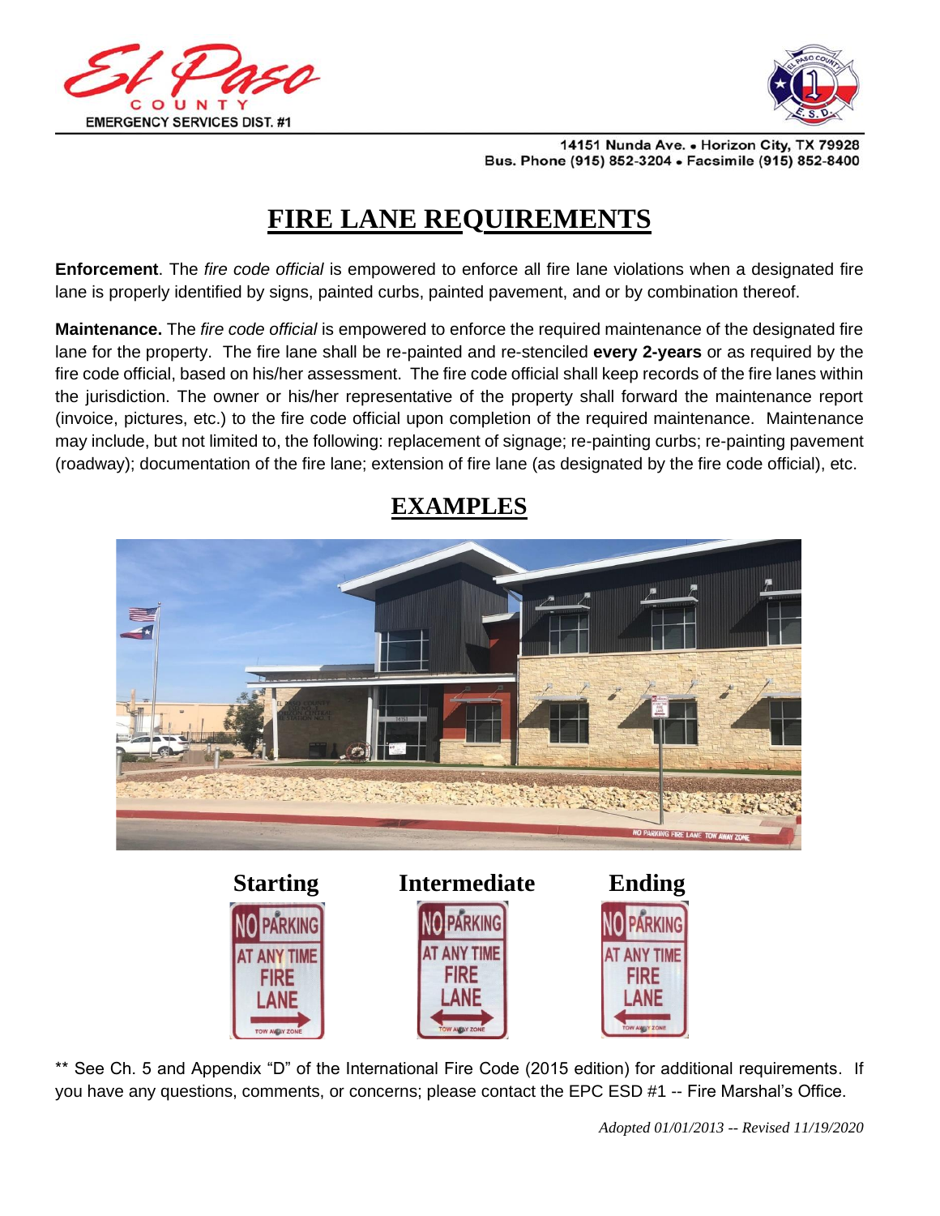El Paso COUNTY EMERGENCY SERVICES DIST. #1

14151 Nunda Ave. • Horizon City, TX 79928
Bus. Phone (915) 852-3204 • Facsimile (915) 852-8400

# FIRE LANE REQUIREMENTS

**Enforcement**. The *fire code official* is empowered to enforce all fire lane violations when a designated fire lane is properly identified by signs, painted curbs, painted pavement, and or by combination thereof.

**Maintenance.** The *fire code official* is empowered to enforce the required maintenance of the designated fire lane for the property. The fire lane shall be re-painted and re-stenciled **every 2-years** or as required by the fire code official, based on his/her assessment. The fire code official shall keep records of the fire lanes within the jurisdiction. The owner or his/her representative of the property shall forward the maintenance report (invoice, pictures, etc.) to the fire code official upon completion of the required maintenance. Maintenance may include, but not limited to, the following: replacement of signage; re-painting curbs; re-painting pavement (roadway); documentation of the fire lane; extension of fire lane (as designated by the fire code official), etc.

## EXAMPLES

NO PARKING FIRE LANE TOW AWAY ZONE

**Starting** **Intermediate** **Ending**

NO PARKING AT ANY TIME FIRE LANE TOW AWAY ZONE

** See Ch. 5 and Appendix "D" of the International Fire Code (2015 edition) for additional requirements. If you have any questions, comments, or concerns; please contact the EPC ESD #1 -- Fire Marshal's Office.

*Adopted 01/01/2013 -- Revised 11/19/2020*